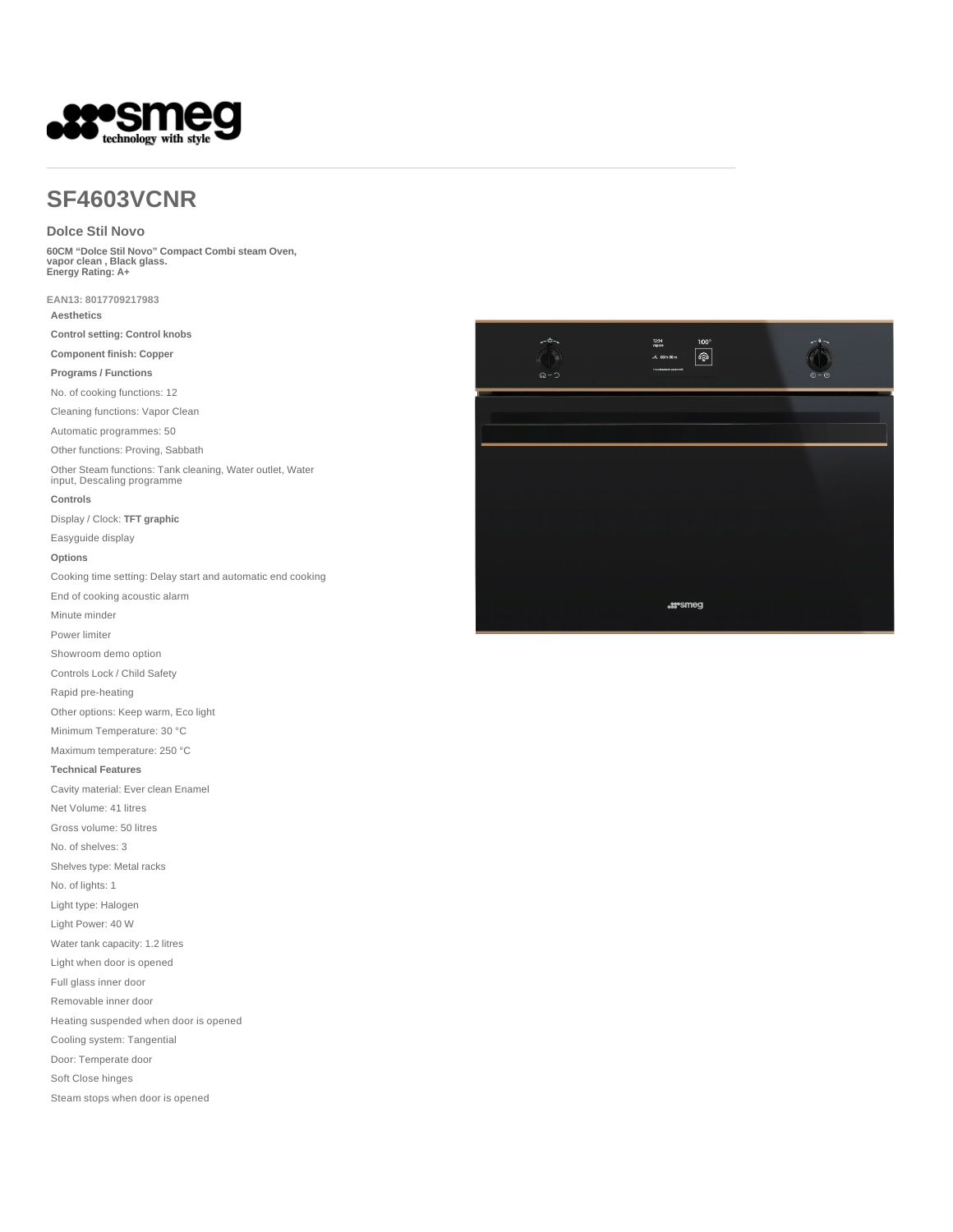# SF4603VCNR

## Dolce Stil Novo

**60CM "Dolce Stil Novo" Compact Combi steam Oven, vapor clean , Black glass.**
**Energy Rating: A+**

EAN13: 8017709217983

**Aesthetics**

**Control setting: Control knobs**

**Component finish: Copper**

**Programs / Functions**

No. of cooking functions: 12

Cleaning functions: Vapor Clean

Automatic programmes: 50

Other functions: Proving, Sabbath

Other Steam functions: Tank cleaning, Water outlet, Water input, Descaling programme

**Controls**

Display / Clock: **TFT graphic**

Easyguide display

**Options**

Cooking time setting: Delay start and automatic end cooking

End of cooking acoustic alarm

Minute minder

Power limiter

Showroom demo option

Controls Lock / Child Safety

Rapid pre-heating

Other options: Keep warm, Eco light

Minimum Temperature: 30 °C

Maximum temperature: 250 °C

**Technical Features**

Cavity material: Ever clean Enamel

Net Volume: 41 litres

Gross volume: 50 litres

No. of shelves: 3

Shelves type: Metal racks

No. of lights: 1

Light type: Halogen

Light Power: 40 W

Water tank capacity: 1.2 litres

Light when door is opened

Full glass inner door

Removable inner door

Heating suspended when door is opened

Cooling system: Tangential

Door: Temperate door

Soft Close hinges

Steam stops when door is opened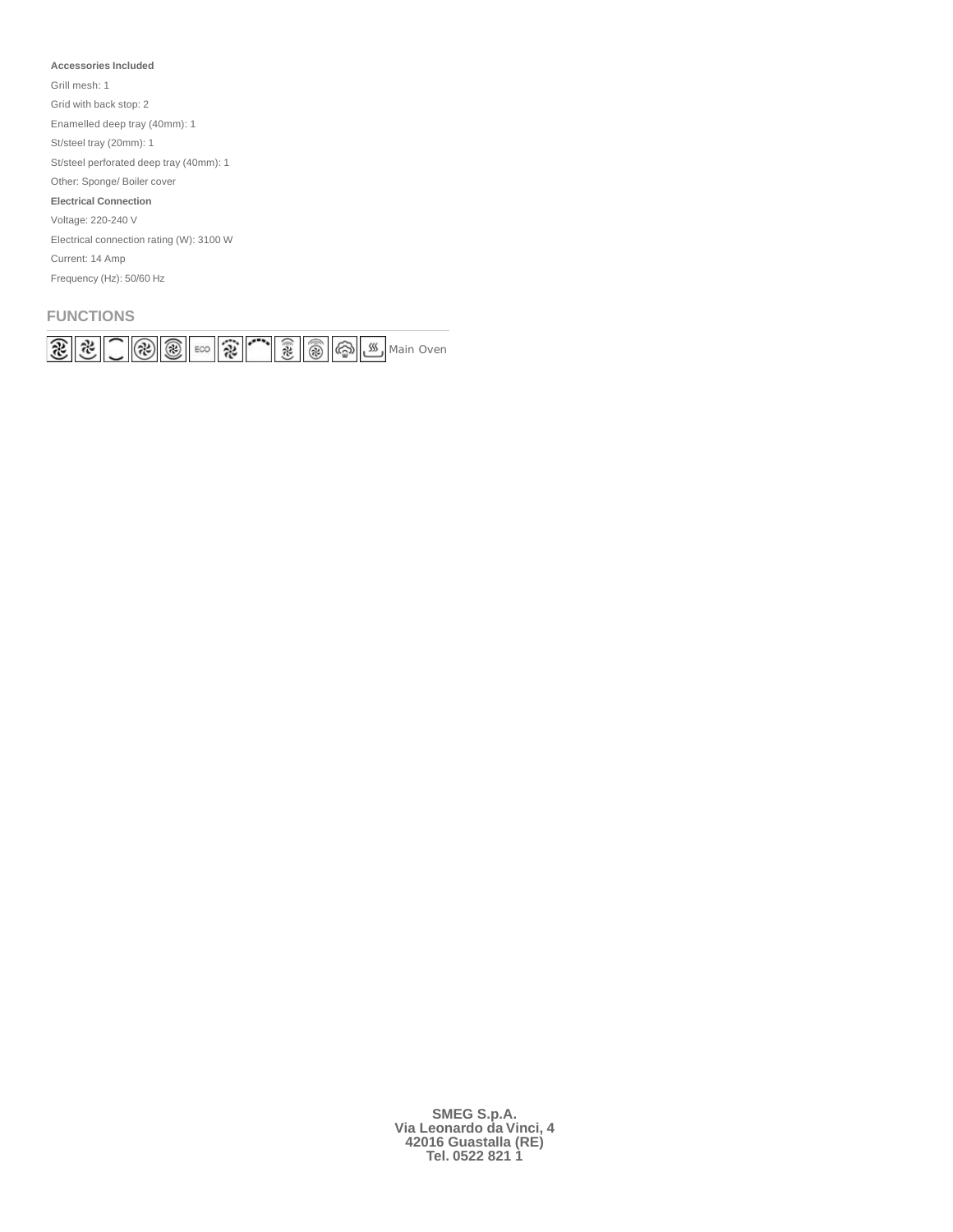**Accessories Included**

Grill mesh: 1

Grid with back stop: 2

Enamelled deep tray (40mm): 1

St/steel tray (20mm): 1

St/steel perforated deep tray (40mm): 1

Other: Sponge/ Boiler cover

**Electrical Connection**

Voltage: 220-240 V

Electrical connection rating (W): 3100 W

Current: 14 Amp

Frequency (Hz): 50/60 Hz

## FUNCTIONS

ECO Main Oven

**SMEG S.p.A.**
**Via Leonardo da Vinci, 4**
**42016 Guastalla (RE)**
**Tel. 0522 821 1**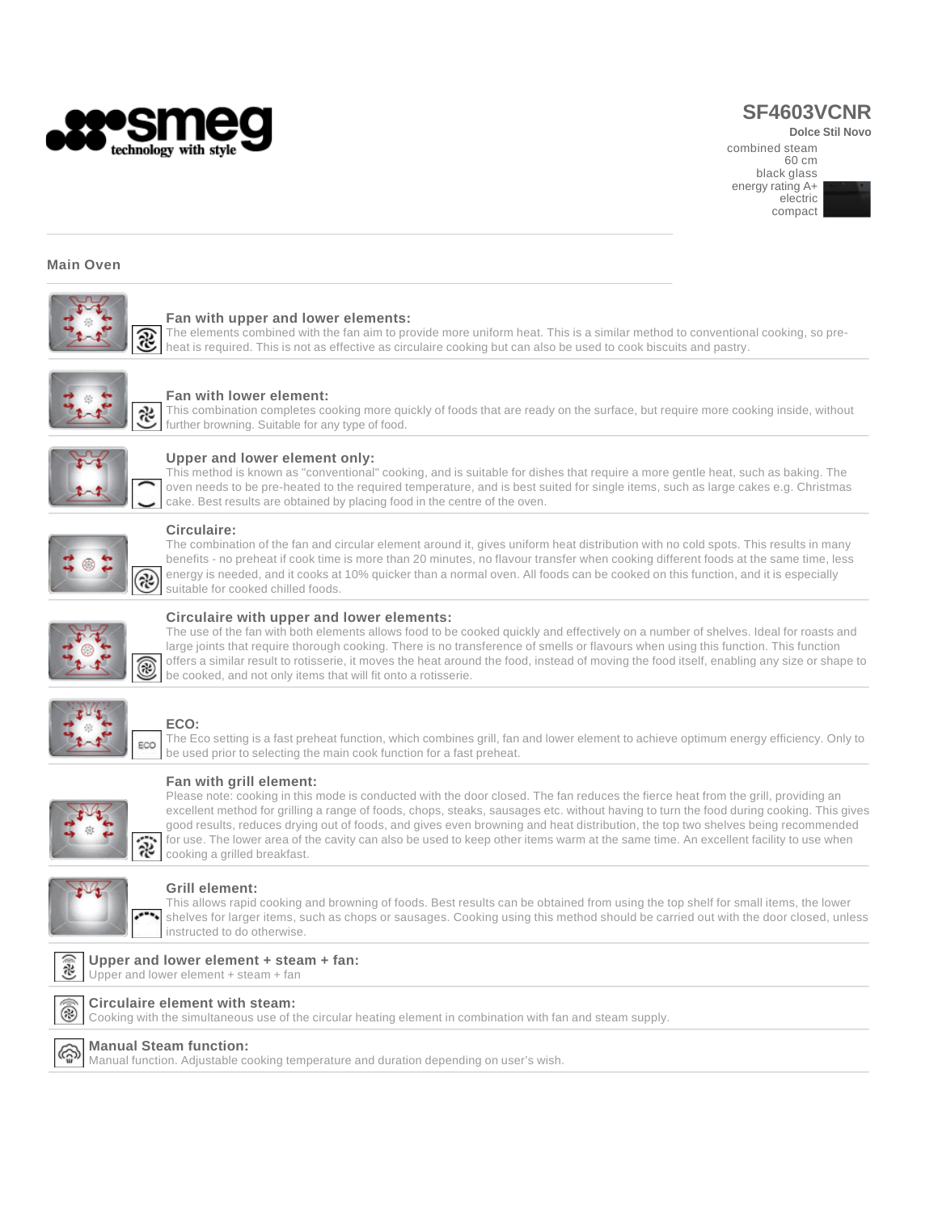# SF4603VCNR

**Dolce Stil Novo**

combined steam
60 cm
black glass
energy rating A+
electric
compact

## Main Oven

### Fan with upper and lower elements:

The elements combined with the fan aim to provide more uniform heat. This is a similar method to conventional cooking, so pre-heat is required. This is not as effective as circulaire cooking but can also be used to cook biscuits and pastry.

### Fan with lower element:

This combination completes cooking more quickly of foods that are ready on the surface, but require more cooking inside, without further browning. Suitable for any type of food.

### Upper and lower element only:

This method is known as "conventional" cooking, and is suitable for dishes that require a more gentle heat, such as baking. The oven needs to be pre-heated to the required temperature, and is best suited for single items, such as large cakes e.g. Christmas cake. Best results are obtained by placing food in the centre of the oven.

### Circulaire:

The combination of the fan and circular element around it, gives uniform heat distribution with no cold spots. This results in many benefits - no preheat if cook time is more than 20 minutes, no flavour transfer when cooking different foods at the same time, less energy is needed, and it cooks at 10% quicker than a normal oven. All foods can be cooked on this function, and it is especially suitable for cooked chilled foods.

### Circulaire with upper and lower elements:

The use of the fan with both elements allows food to be cooked quickly and effectively on a number of shelves. Ideal for roasts and large joints that require thorough cooking. There is no transference of smells or flavours when using this function. This function offers a similar result to rotisserie, it moves the heat around the food, instead of moving the food itself, enabling any size or shape to be cooked, and not only items that will fit onto a rotisserie.

### ECO:

The Eco setting is a fast preheat function, which combines grill, fan and lower element to achieve optimum energy efficiency. Only to be used prior to selecting the main cook function for a fast preheat.

### Fan with grill element:

Please note: cooking in this mode is conducted with the door closed. The fan reduces the fierce heat from the grill, providing an excellent method for grilling a range of foods, chops, steaks, sausages etc. without having to turn the food during cooking. This gives good results, reduces drying out of foods, and gives even browning and heat distribution, the top two shelves being recommended for use. The lower area of the cavity can also be used to keep other items warm at the same time. An excellent facility to use when cooking a grilled breakfast.

### Grill element:

This allows rapid cooking and browning of foods. Best results can be obtained from using the top shelf for small items, the lower shelves for larger items, such as chops or sausages. Cooking using this method should be carried out with the door closed, unless instructed to do otherwise.

### Upper and lower element + steam + fan:

Upper and lower element + steam + fan

### Circulaire element with steam:

Cooking with the simultaneous use of the circular heating element in combination with fan and steam supply.

### Manual Steam function:

Manual function. Adjustable cooking temperature and duration depending on user's wish.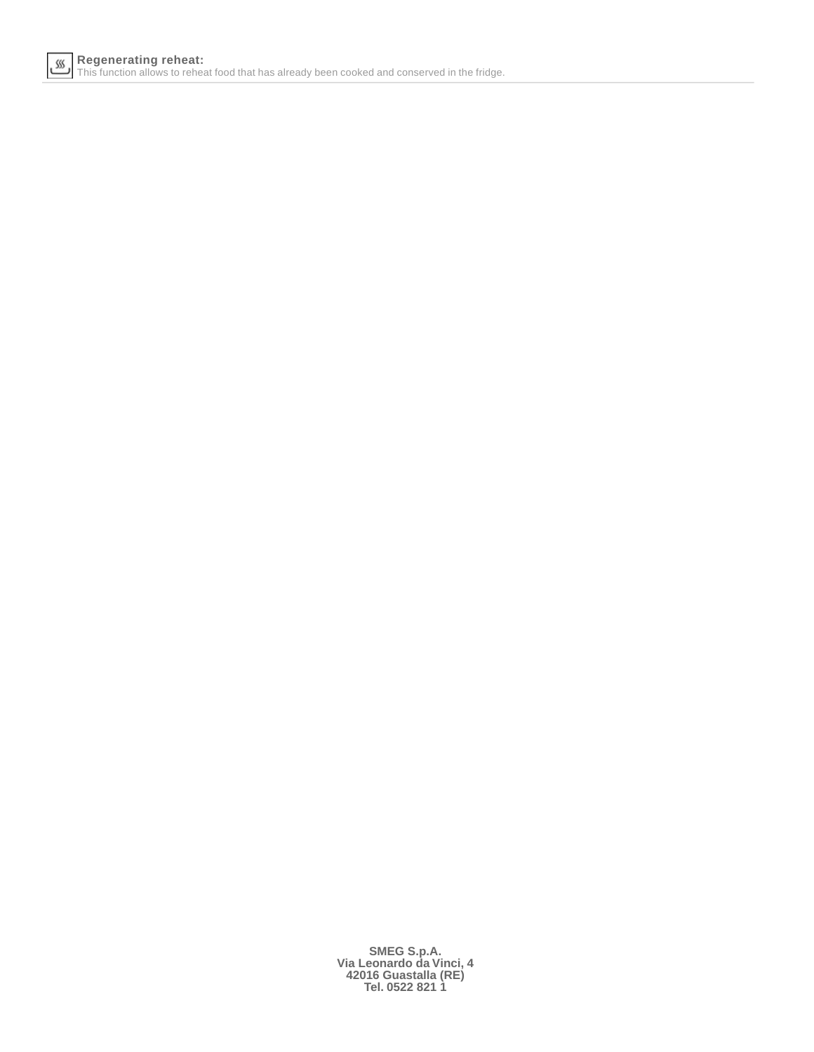**Regenerating reheat:**
This function allows to reheat food that has already been cooked and conserved in the fridge.

**SMEG S.p.A.**
**Via Leonardo da Vinci, 4**
**42016 Guastalla (RE)**
**Tel. 0522 821 1**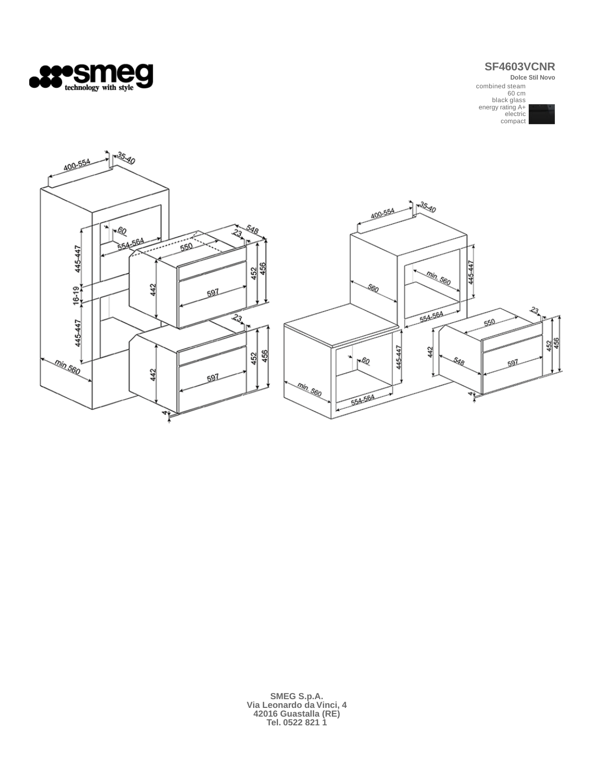# SF4603VCNR

**Dolce Stil Novo**

combined steam
60 cm
black glass
energy rating A+
electric
compact

400-554
35-40
60
554-564
550
548
23
445-447
16-19
445-447
442
597
452
456
min 560
23
442
597
452
456
4

400-554
35-40
560
min. 560
445-447
554-564
60
445-447
min. 560
554-564
23
550
442
548
597
452
456
4

**SMEG S.p.A.**
**Via Leonardo da Vinci, 4**
**42016 Guastalla (RE)**
**Tel. 0522 821 1**